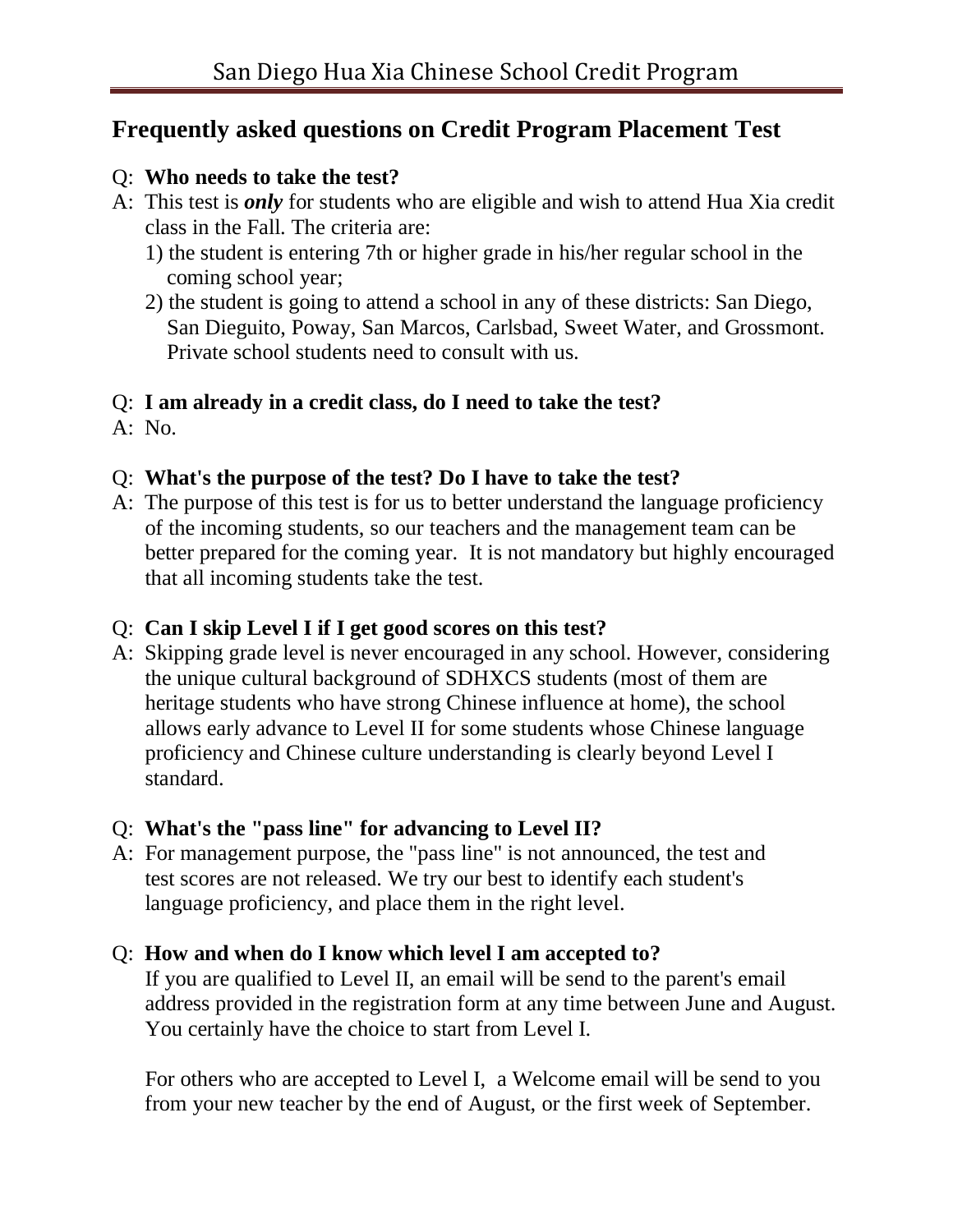# San Diego Hua Xia Chinese School Credit Program

## Frequently asked questions on Credit Program Placement Test

Q: **Who needs to take the test?**

A: This test is ***only*** for students who are eligible and wish to attend Hua Xia credit class in the Fall. The criteria are:

1) the student is entering 7th or higher grade in his/her regular school in the coming school year;
2) the student is going to attend a school in any of these districts: San Diego, San Dieguito, Poway, San Marcos, Carlsbad, Sweet Water, and Grossmont. Private school students need to consult with us.

Q: **I am already in a credit class, do I need to take the test?**

A: No.

Q: **What's the purpose of the test? Do I have to take the test?**

A: The purpose of this test is for us to better understand the language proficiency of the incoming students, so our teachers and the management team can be better prepared for the coming year. It is not mandatory but highly encouraged that all incoming students take the test.

Q: **Can I skip Level I if I get good scores on this test?**

A: Skipping grade level is never encouraged in any school. However, considering the unique cultural background of SDHXCS students (most of them are heritage students who have strong Chinese influence at home), the school allows early advance to Level II for some students whose Chinese language proficiency and Chinese culture understanding is clearly beyond Level I standard.

Q: **What's the "pass line" for advancing to Level II?**

A: For management purpose, the "pass line" is not announced, the test and test scores are not released. We try our best to identify each student's language proficiency, and place them in the right level.

Q: **How and when do I know which level I am accepted to?**

If you are qualified to Level II, an email will be send to the parent's email address provided in the registration form at any time between June and August. You certainly have the choice to start from Level I.

For others who are accepted to Level I, a Welcome email will be send to you from your new teacher by the end of August, or the first week of September.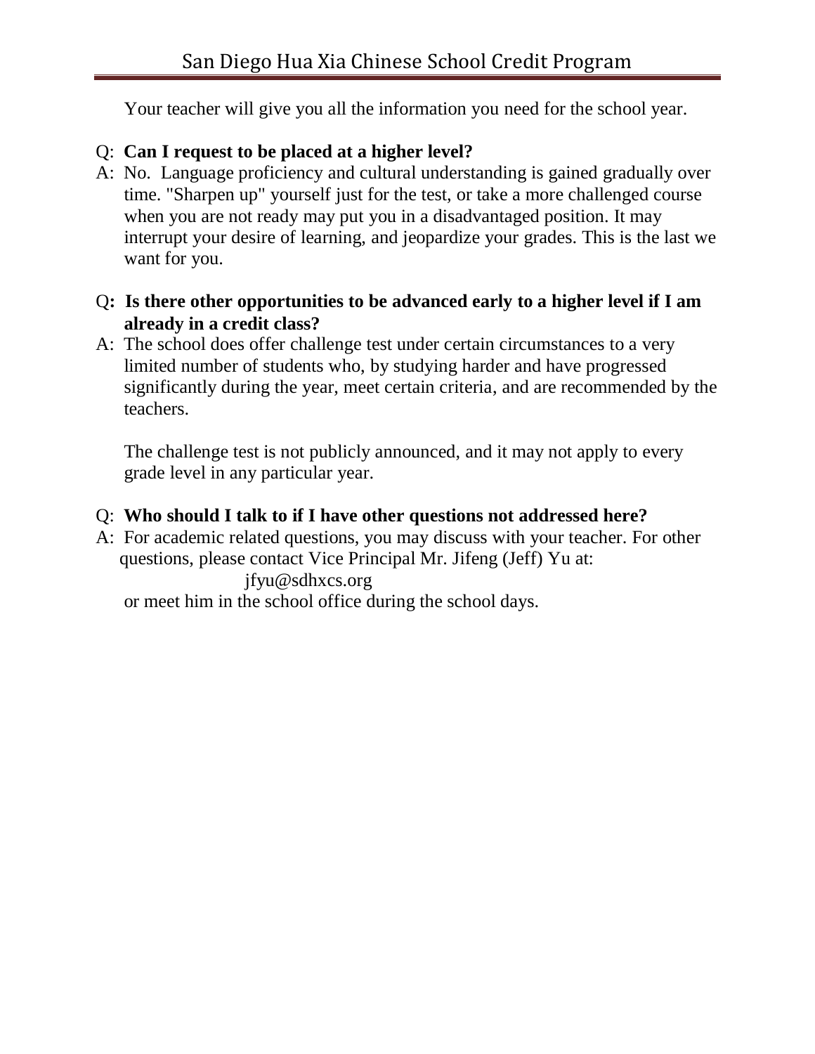Your teacher will give you all the information you need for the school year.

Q: **Can I request to be placed at a higher level?**

A: No. Language proficiency and cultural understanding is gained gradually over time. "Sharpen up" yourself just for the test, or take a more challenged course when you are not ready may put you in a disadvantaged position. It may interrupt your desire of learning, and jeopardize your grades. This is the last we want for you.

Q**: Is there other opportunities to be advanced early to a higher level if I am already in a credit class?**

A: The school does offer challenge test under certain circumstances to a very limited number of students who, by studying harder and have progressed significantly during the year, meet certain criteria, and are recommended by the teachers.

The challenge test is not publicly announced, and it may not apply to every grade level in any particular year.

Q: **Who should I talk to if I have other questions not addressed here?**

A: For academic related questions, you may discuss with your teacher. For other questions, please contact Vice Principal Mr. Jifeng (Jeff) Yu at:

jfyu@sdhxcs.org

or meet him in the school office during the school days.